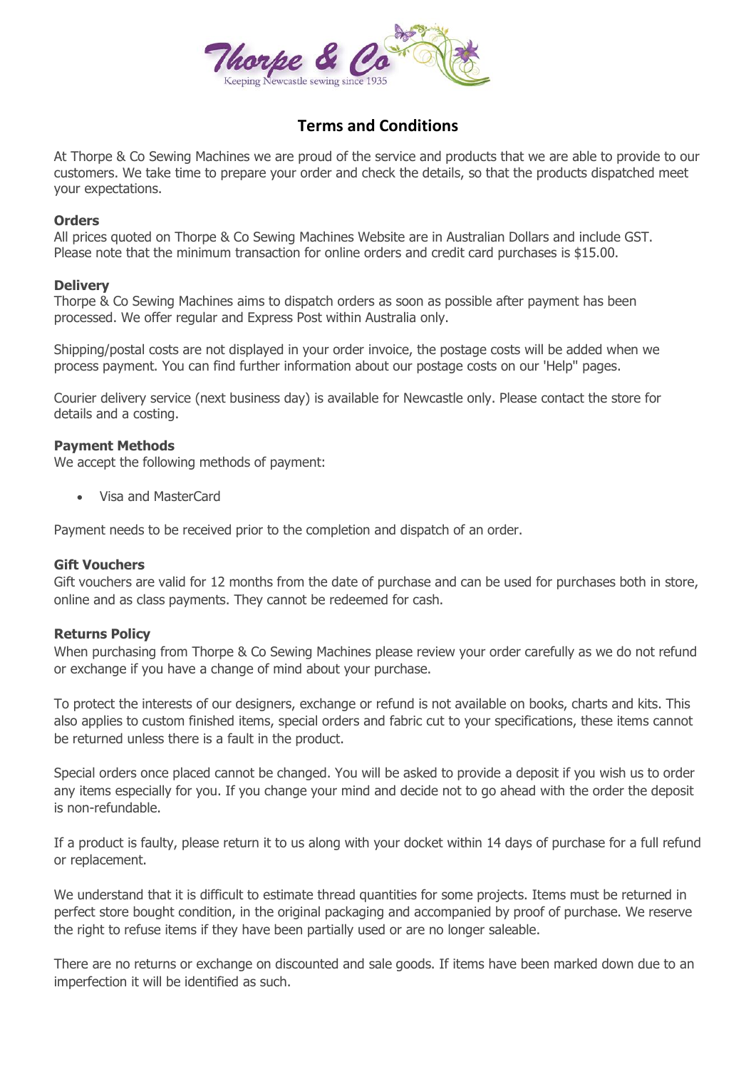# Terms and Conditions

At Thorpe & Co Sewing Machines we are proud of the service and products that we are able to provide to our customers. We take time to prepare your order and check the details, so that the products dispatched meet your expectations.

**Orders**
All prices quoted on Thorpe & Co Sewing Machines Website are in Australian Dollars and include GST. Please note that the minimum transaction for online orders and credit card purchases is $15.00.

**Delivery**
Thorpe & Co Sewing Machines aims to dispatch orders as soon as possible after payment has been processed. We offer regular and Express Post within Australia only.

Shipping/postal costs are not displayed in your order invoice, the postage costs will be added when we process payment. You can find further information about our postage costs on our 'Help" pages.

Courier delivery service (next business day) is available for Newcastle only. Please contact the store for details and a costing.

**Payment Methods**
We accept the following methods of payment:

- Visa and MasterCard

Payment needs to be received prior to the completion and dispatch of an order.

**Gift Vouchers**
Gift vouchers are valid for 12 months from the date of purchase and can be used for purchases both in store, online and as class payments. They cannot be redeemed for cash.

**Returns Policy**
When purchasing from Thorpe & Co Sewing Machines please review your order carefully as we do not refund or exchange if you have a change of mind about your purchase.

To protect the interests of our designers, exchange or refund is not available on books, charts and kits. This also applies to custom finished items, special orders and fabric cut to your specifications, these items cannot be returned unless there is a fault in the product.

Special orders once placed cannot be changed. You will be asked to provide a deposit if you wish us to order any items especially for you. If you change your mind and decide not to go ahead with the order the deposit is non-refundable.

If a product is faulty, please return it to us along with your docket within 14 days of purchase for a full refund or replacement.

We understand that it is difficult to estimate thread quantities for some projects. Items must be returned in perfect store bought condition, in the original packaging and accompanied by proof of purchase. We reserve the right to refuse items if they have been partially used or are no longer saleable.

There are no returns or exchange on discounted and sale goods. If items have been marked down due to an imperfection it will be identified as such.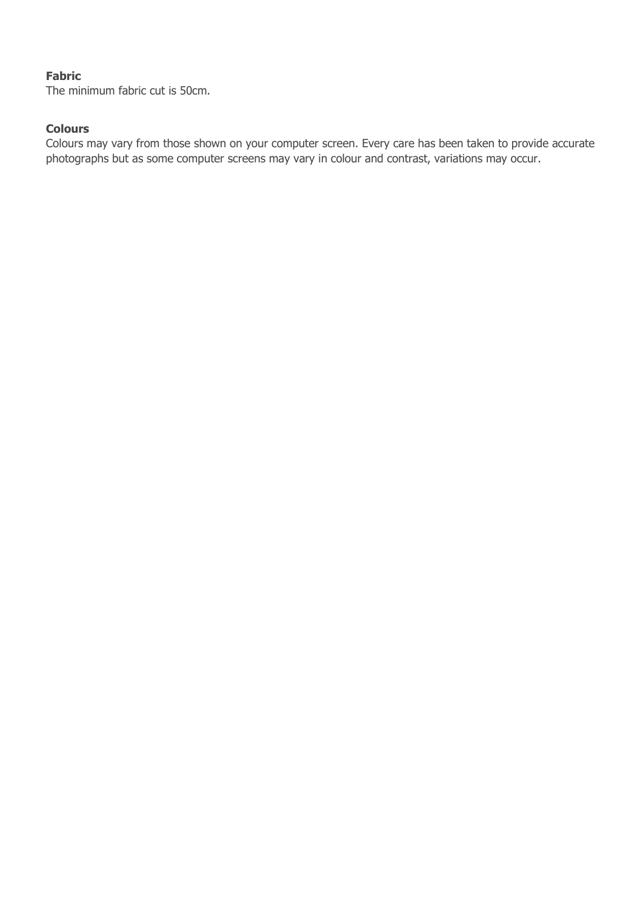**Fabric**
The minimum fabric cut is 50cm.

**Colours**
Colours may vary from those shown on your computer screen. Every care has been taken to provide accurate photographs but as some computer screens may vary in colour and contrast, variations may occur.